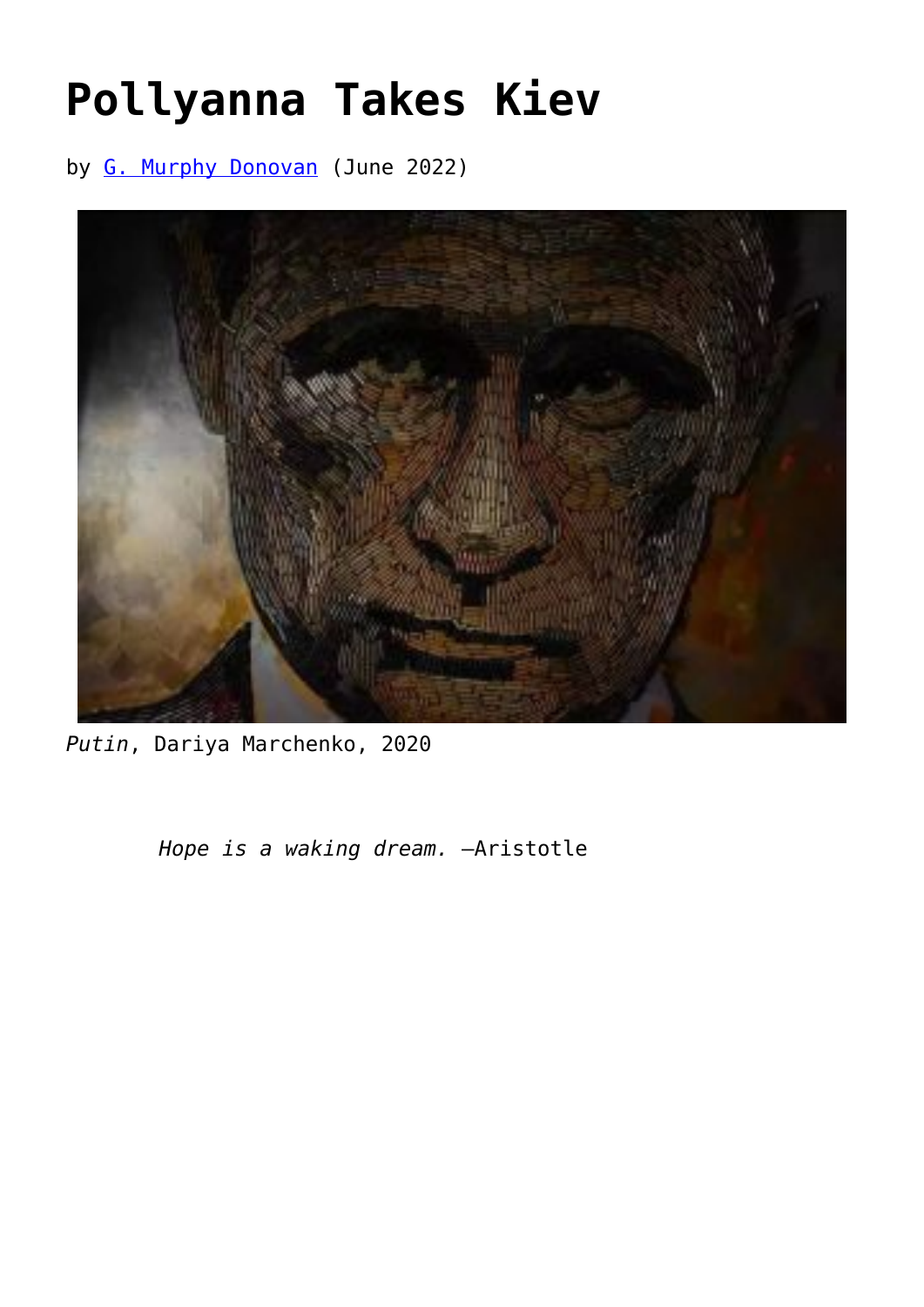# Pollyanna Takes Kiev

by G. Murphy Donovan (June 2022)

*Putin*, Dariya Marchenko, 2020

> *Hope is a waking dream.* —Aristotle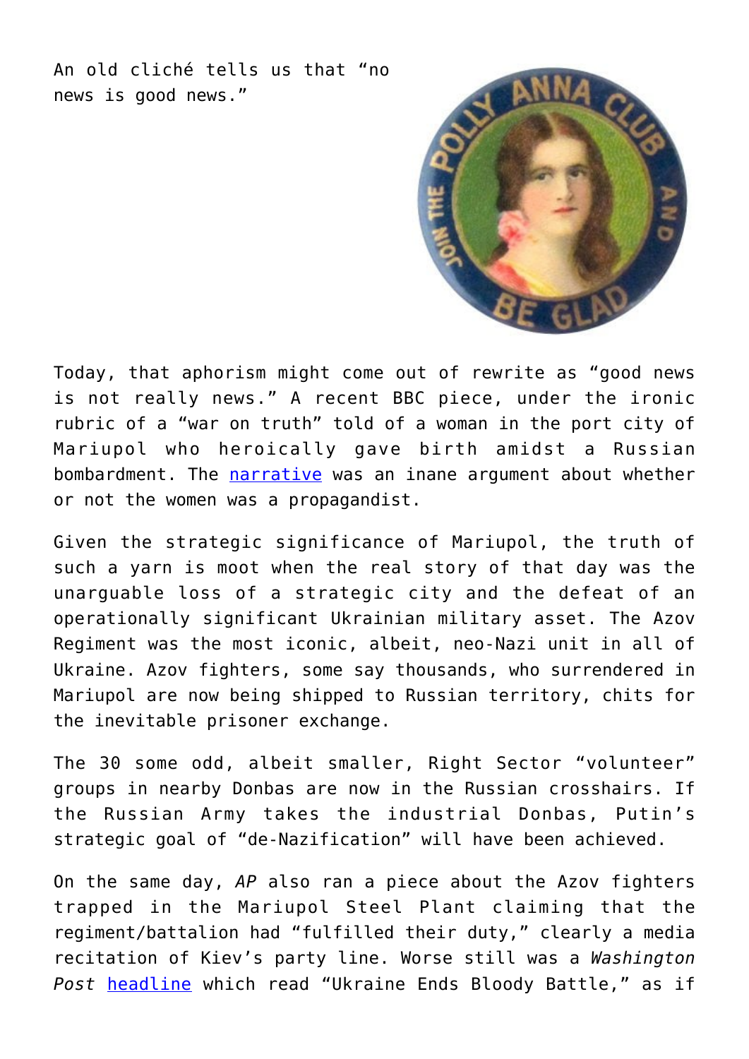An old cliché tells us that "no news is good news."

Today, that aphorism might come out of rewrite as "good news is not really news." A recent BBC piece, under the ironic rubric of a "war on truth" told of a woman in the port city of Mariupol who heroically gave birth amidst a Russian bombardment. The narrative was an inane argument about whether or not the women was a propagandist.

Given the strategic significance of Mariupol, the truth of such a yarn is moot when the real story of that day was the unarguable loss of a strategic city and the defeat of an operationally significant Ukrainian military asset. The Azov Regiment was the most iconic, albeit, neo-Nazi unit in all of Ukraine. Azov fighters, some say thousands, who surrendered in Mariupol are now being shipped to Russian territory, chits for the inevitable prisoner exchange.

The 30 some odd, albeit smaller, Right Sector "volunteer" groups in nearby Donbas are now in the Russian crosshairs. If the Russian Army takes the industrial Donbas, Putin's strategic goal of "de-Nazification" will have been achieved.

On the same day, *AP* also ran a piece about the Azov fighters trapped in the Mariupol Steel Plant claiming that the regiment/battalion had "fulfilled their duty," clearly a media recitation of Kiev's party line. Worse still was a *Washington Post* headline which read "Ukraine Ends Bloody Battle," as if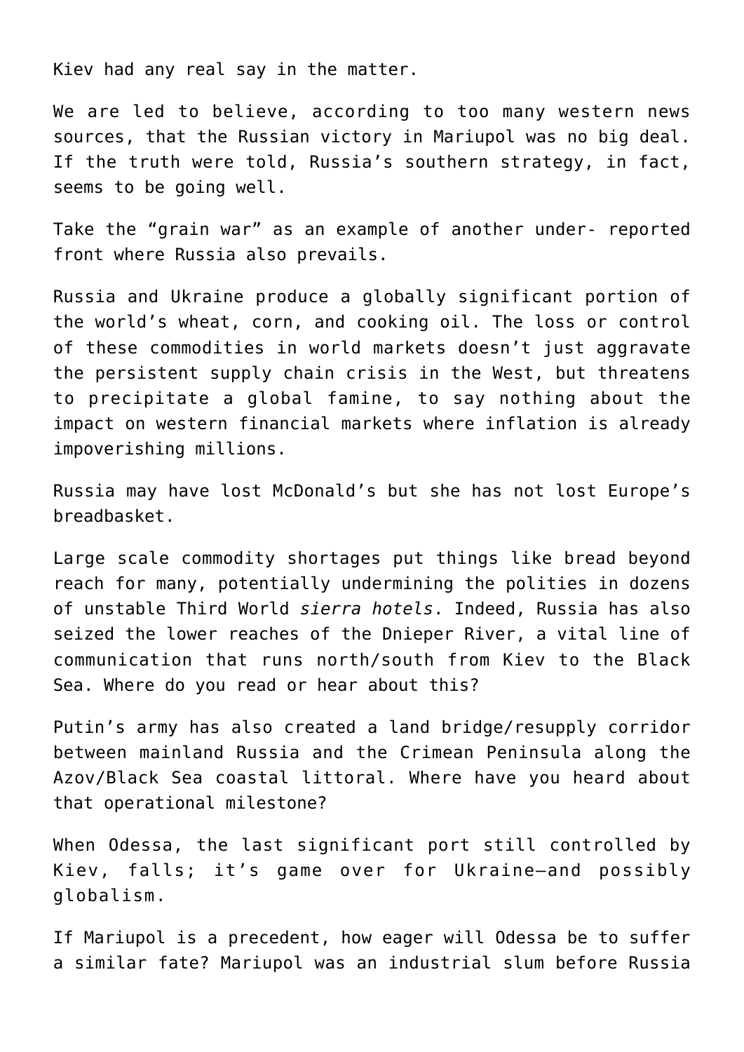Kiev had any real say in the matter.

We are led to believe, according to too many western news sources, that the Russian victory in Mariupol was no big deal. If the truth were told, Russia's southern strategy, in fact, seems to be going well.

Take the "grain war" as an example of another under- reported front where Russia also prevails.

Russia and Ukraine produce a globally significant portion of the world's wheat, corn, and cooking oil. The loss or control of these commodities in world markets doesn't just aggravate the persistent supply chain crisis in the West, but threatens to precipitate a global famine, to say nothing about the impact on western financial markets where inflation is already impoverishing millions.

Russia may have lost McDonald's but she has not lost Europe's breadbasket.

Large scale commodity shortages put things like bread beyond reach for many, potentially undermining the polities in dozens of unstable Third World *sierra hotels*. Indeed, Russia has also seized the lower reaches of the Dnieper River, a vital line of communication that runs north/south from Kiev to the Black Sea. Where do you read or hear about this?

Putin's army has also created a land bridge/resupply corridor between mainland Russia and the Crimean Peninsula along the Azov/Black Sea coastal littoral. Where have you heard about that operational milestone?

When Odessa, the last significant port still controlled by Kiev, falls; it's game over for Ukraine—and possibly globalism.

If Mariupol is a precedent, how eager will Odessa be to suffer a similar fate? Mariupol was an industrial slum before Russia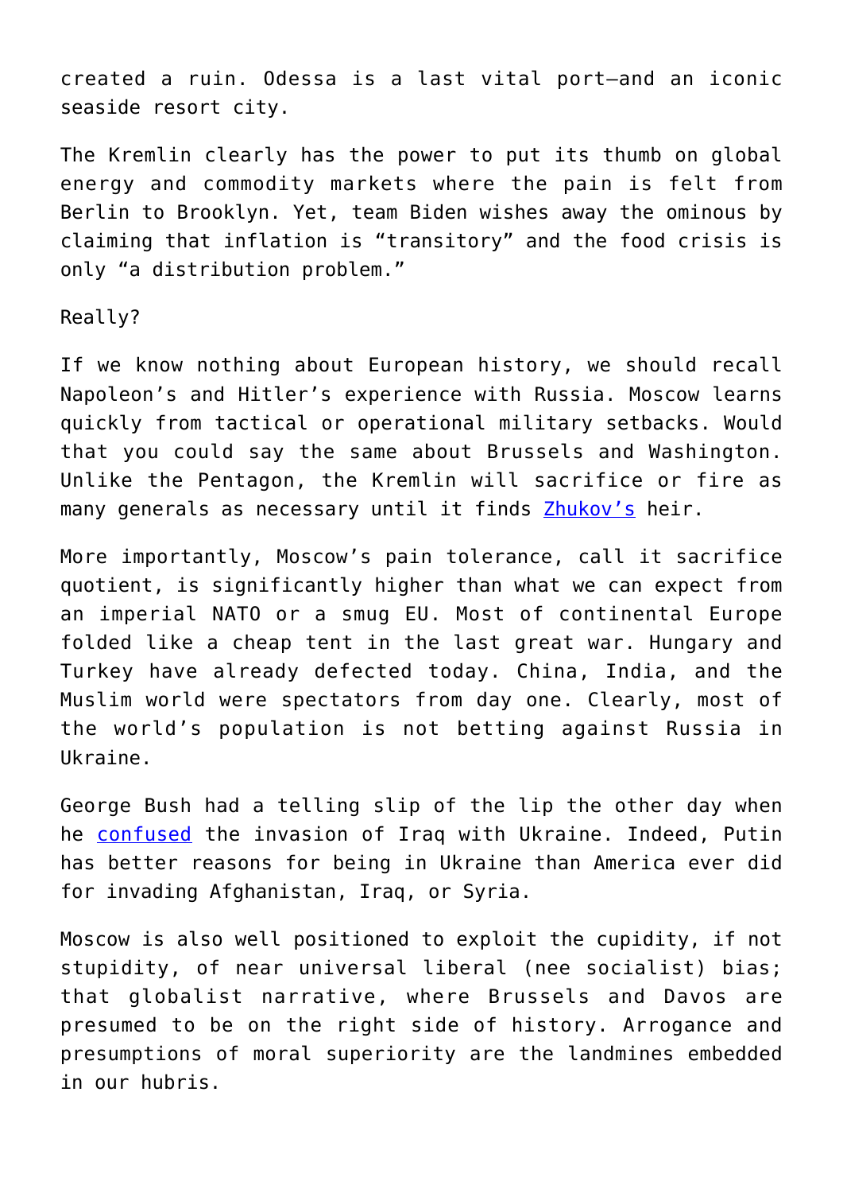created a ruin. Odessa is a last vital port—and an iconic seaside resort city.

The Kremlin clearly has the power to put its thumb on global energy and commodity markets where the pain is felt from Berlin to Brooklyn. Yet, team Biden wishes away the ominous by claiming that inflation is “transitory” and the food crisis is only “a distribution problem.”

Really?

If we know nothing about European history, we should recall Napoleon’s and Hitler’s experience with Russia. Moscow learns quickly from tactical or operational military setbacks. Would that you could say the same about Brussels and Washington. Unlike the Pentagon, the Kremlin will sacrifice or fire as many generals as necessary until it finds Zhukov’s heir.

More importantly, Moscow’s pain tolerance, call it sacrifice quotient, is significantly higher than what we can expect from an imperial NATO or a smug EU. Most of continental Europe folded like a cheap tent in the last great war. Hungary and Turkey have already defected today. China, India, and the Muslim world were spectators from day one. Clearly, most of the world’s population is not betting against Russia in Ukraine.

George Bush had a telling slip of the lip the other day when he confused the invasion of Iraq with Ukraine. Indeed, Putin has better reasons for being in Ukraine than America ever did for invading Afghanistan, Iraq, or Syria.

Moscow is also well positioned to exploit the cupidity, if not stupidity, of near universal liberal (nee socialist) bias; that globalist narrative, where Brussels and Davos are presumed to be on the right side of history. Arrogance and presumptions of moral superiority are the landmines embedded in our hubris.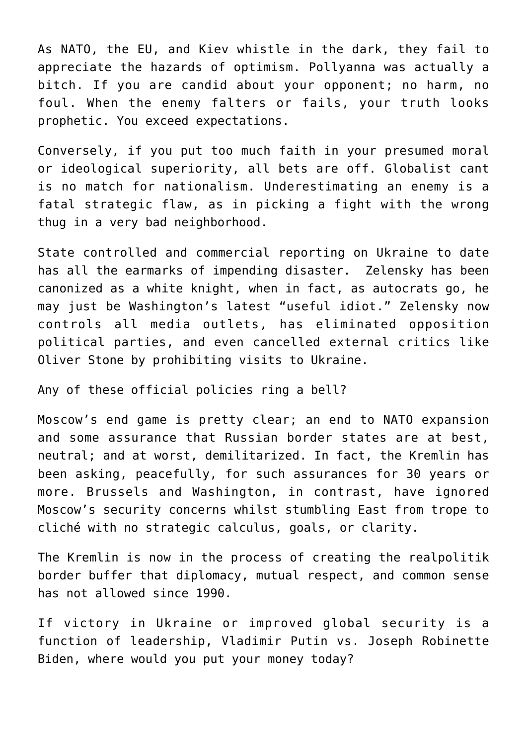As NATO, the EU, and Kiev whistle in the dark, they fail to appreciate the hazards of optimism. Pollyanna was actually a bitch. If you are candid about your opponent; no harm, no foul. When the enemy falters or fails, your truth looks prophetic. You exceed expectations.

Conversely, if you put too much faith in your presumed moral or ideological superiority, all bets are off. Globalist cant is no match for nationalism. Underestimating an enemy is a fatal strategic flaw, as in picking a fight with the wrong thug in a very bad neighborhood.

State controlled and commercial reporting on Ukraine to date has all the earmarks of impending disaster. Zelensky has been canonized as a white knight, when in fact, as autocrats go, he may just be Washington's latest "useful idiot." Zelensky now controls all media outlets, has eliminated opposition political parties, and even cancelled external critics like Oliver Stone by prohibiting visits to Ukraine.

Any of these official policies ring a bell?

Moscow's end game is pretty clear; an end to NATO expansion and some assurance that Russian border states are at best, neutral; and at worst, demilitarized. In fact, the Kremlin has been asking, peacefully, for such assurances for 30 years or more. Brussels and Washington, in contrast, have ignored Moscow's security concerns whilst stumbling East from trope to cliché with no strategic calculus, goals, or clarity.

The Kremlin is now in the process of creating the realpolitik border buffer that diplomacy, mutual respect, and common sense has not allowed since 1990.

If victory in Ukraine or improved global security is a function of leadership, Vladimir Putin vs. Joseph Robinette Biden, where would you put your money today?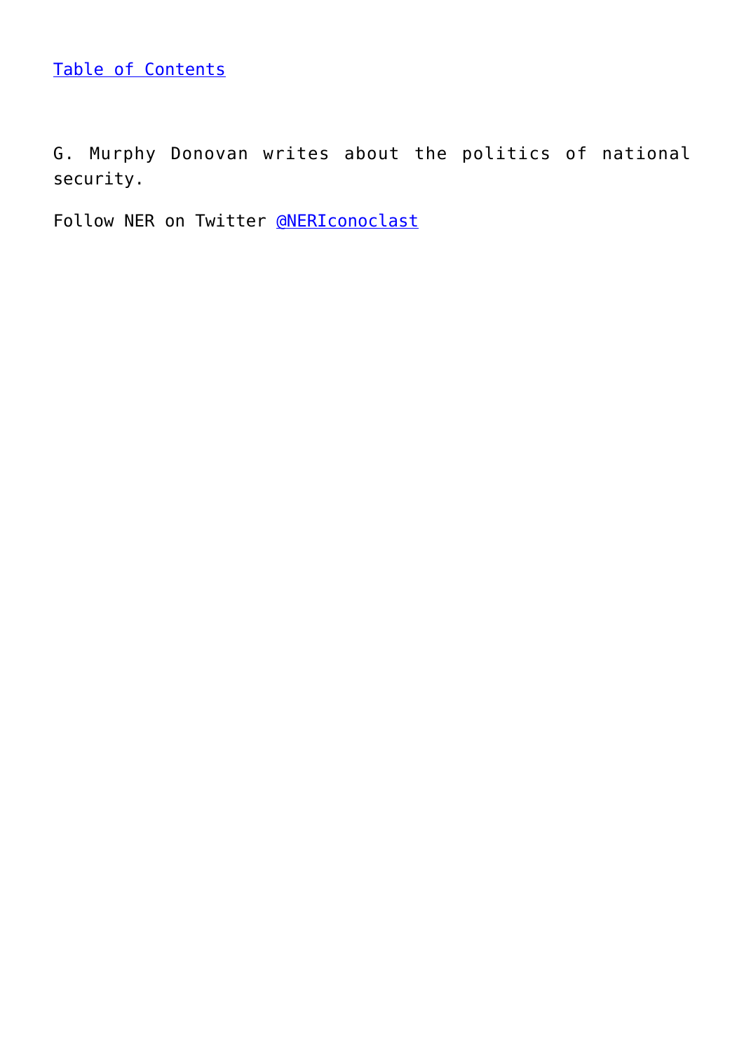[Table of Contents]

G. Murphy Donovan writes about the politics of national security.

Follow NER on Twitter [@NERIconoclast]